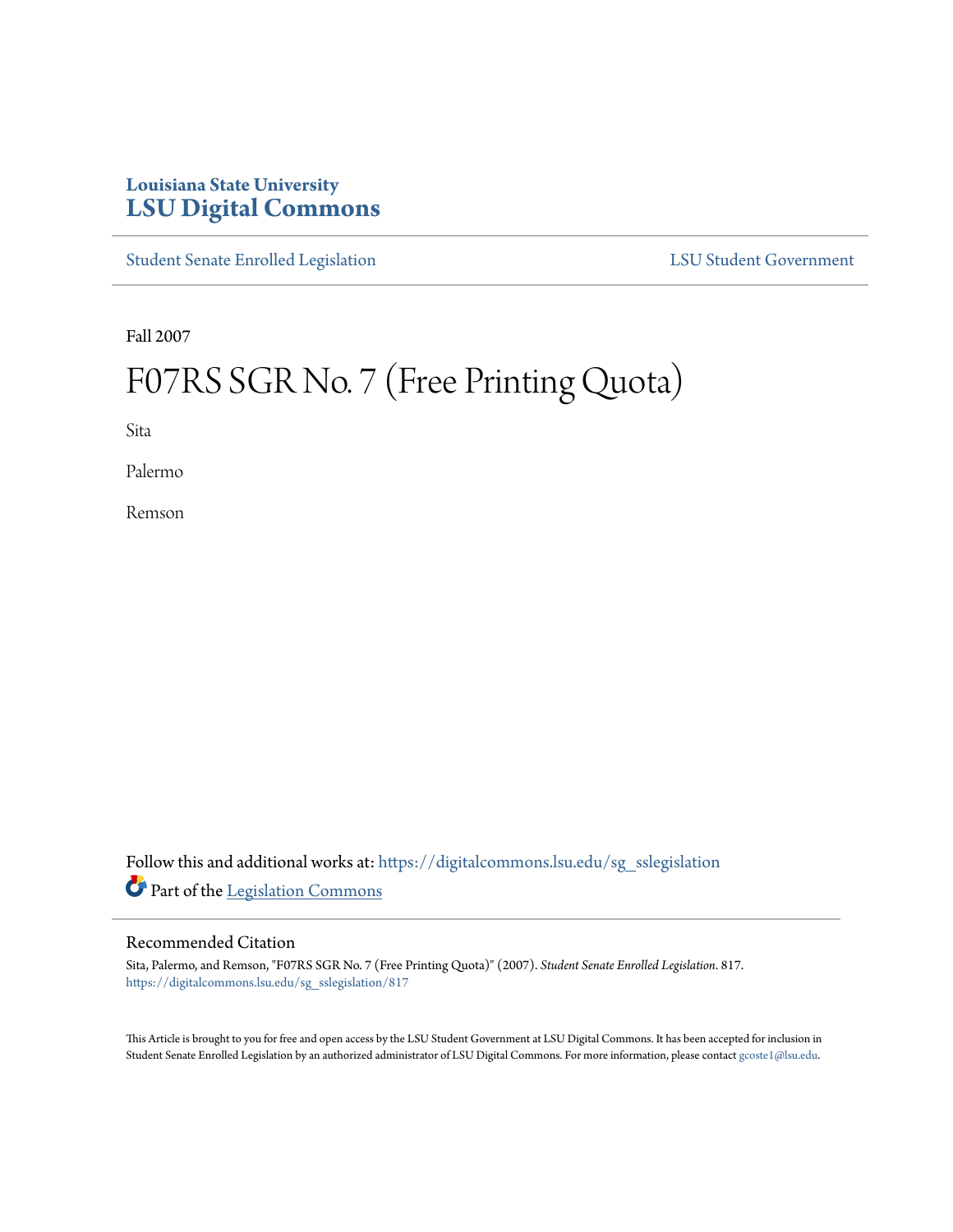Louisiana State University
# LSU Digital Commons

Student Senate Enrolled Legislation | LSU Student Government

Fall 2007

# F07RS SGR No. 7 (Free Printing Quota)

Sita

Palermo

Remson

Follow this and additional works at: https://digitalcommons.lsu.edu/sg_sslegislation

Part of the Legislation Commons

## Recommended Citation

Sita, Palermo, and Remson, "F07RS SGR No. 7 (Free Printing Quota)" (2007). *Student Senate Enrolled Legislation*. 817.
https://digitalcommons.lsu.edu/sg_sslegislation/817

This Article is brought to you for free and open access by the LSU Student Government at LSU Digital Commons. It has been accepted for inclusion in Student Senate Enrolled Legislation by an authorized administrator of LSU Digital Commons. For more information, please contact gcoste1@lsu.edu.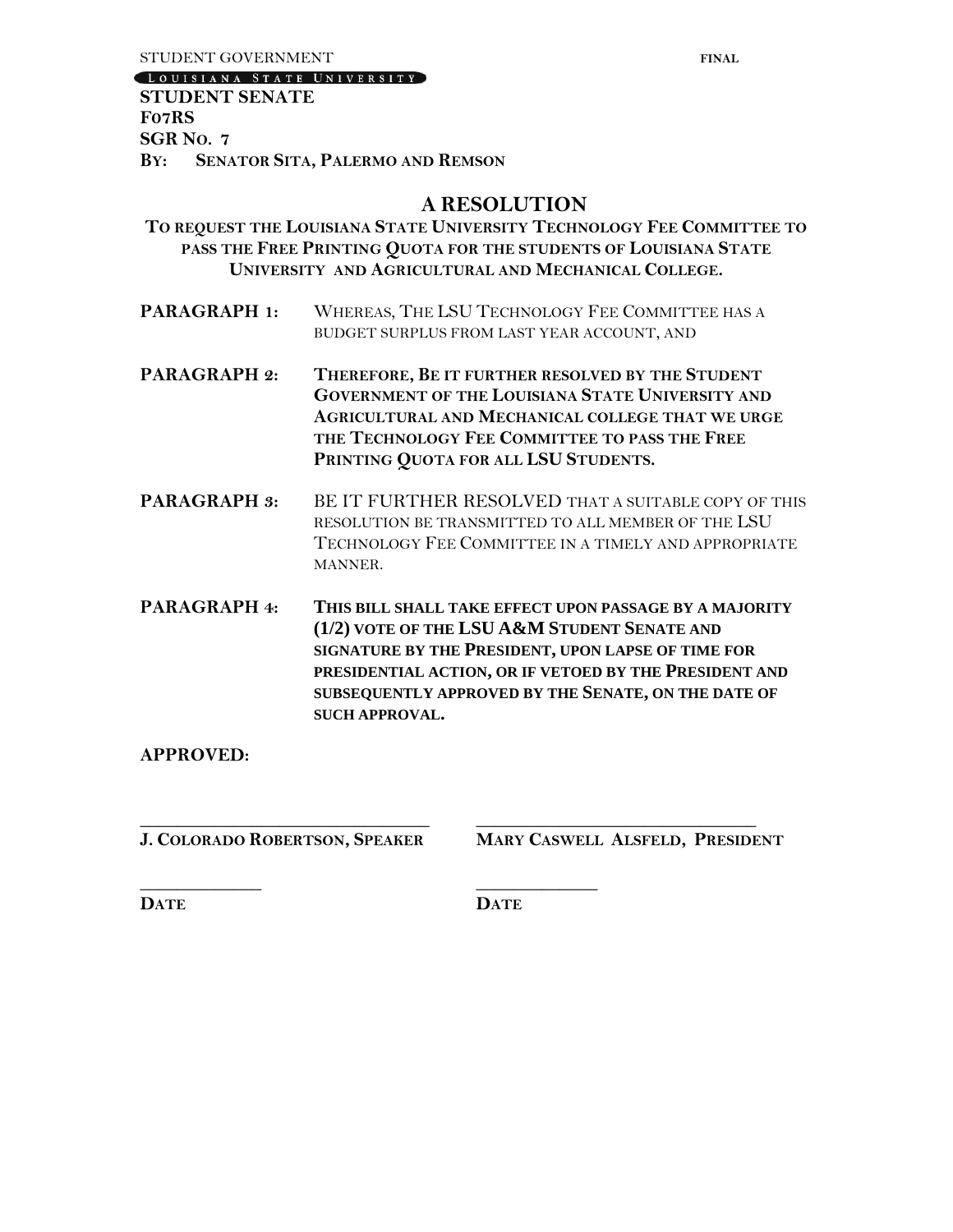STUDENT GOVERNMENT **FINAL**

LOUISIANA STATE UNIVERSITY

**STUDENT SENATE**
**F07RS**
**SGR NO. 7**
**BY: SENATOR SITA, PALERMO AND REMSON**

# A RESOLUTION

**TO REQUEST THE LOUISIANA STATE UNIVERSITY TECHNOLOGY FEE COMMITTEE TO PASS THE FREE PRINTING QUOTA FOR THE STUDENTS OF LOUISIANA STATE UNIVERSITY AND AGRICULTURAL AND MECHANICAL COLLEGE.**

**PARAGRAPH 1:** WHEREAS, THE LSU TECHNOLOGY FEE COMMITTEE HAS A BUDGET SURPLUS FROM LAST YEAR ACCOUNT, AND

**PARAGRAPH 2:** **THEREFORE, BE IT FURTHER RESOLVED BY THE STUDENT GOVERNMENT OF THE LOUISIANA STATE UNIVERSITY AND AGRICULTURAL AND MECHANICAL COLLEGE THAT WE URGE THE TECHNOLOGY FEE COMMITTEE TO PASS THE FREE PRINTING QUOTA FOR ALL LSU STUDENTS.**

**PARAGRAPH 3:** BE IT FURTHER RESOLVED THAT A SUITABLE COPY OF THIS RESOLUTION BE TRANSMITTED TO ALL MEMBER OF THE LSU TECHNOLOGY FEE COMMITTEE IN A TIMELY AND APPROPRIATE MANNER.

**PARAGRAPH 4:** **THIS BILL SHALL TAKE EFFECT UPON PASSAGE BY A MAJORITY (1/2) VOTE OF THE LSU A&M STUDENT SENATE AND SIGNATURE BY THE PRESIDENT, UPON LAPSE OF TIME FOR PRESIDENTIAL ACTION, OR IF VETOED BY THE PRESIDENT AND SUBSEQUENTLY APPROVED BY THE SENATE, ON THE DATE OF SUCH APPROVAL.**

**APPROVED:**

\_\_\_\_\_\_\_\_\_\_\_\_\_\_\_\_\_\_\_\_\_\_\_\_\_\_\_\_\_\_
**J. COLORADO ROBERTSON, SPEAKER**

\_\_\_\_\_\_\_\_\_\_\_\_\_\_\_\_\_\_\_\_\_\_\_\_\_\_\_\_\_\_
**MARY CASWELL ALSFELD, PRESIDENT**

\_\_\_\_\_\_\_\_\_\_\_\_
**DATE**

\_\_\_\_\_\_\_\_\_\_\_\_
**DATE**